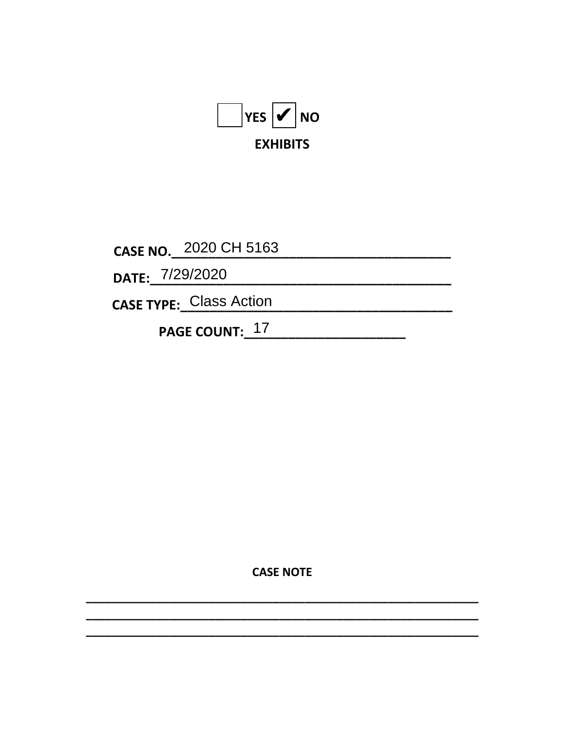☐ YES ☑ NO

**EXHIBITS**

**CASE NO.** 2020 CH 5163

**DATE:** 7/29/2020

**CASE TYPE:** Class Action

**PAGE COUNT:** 17

**CASE NOTE**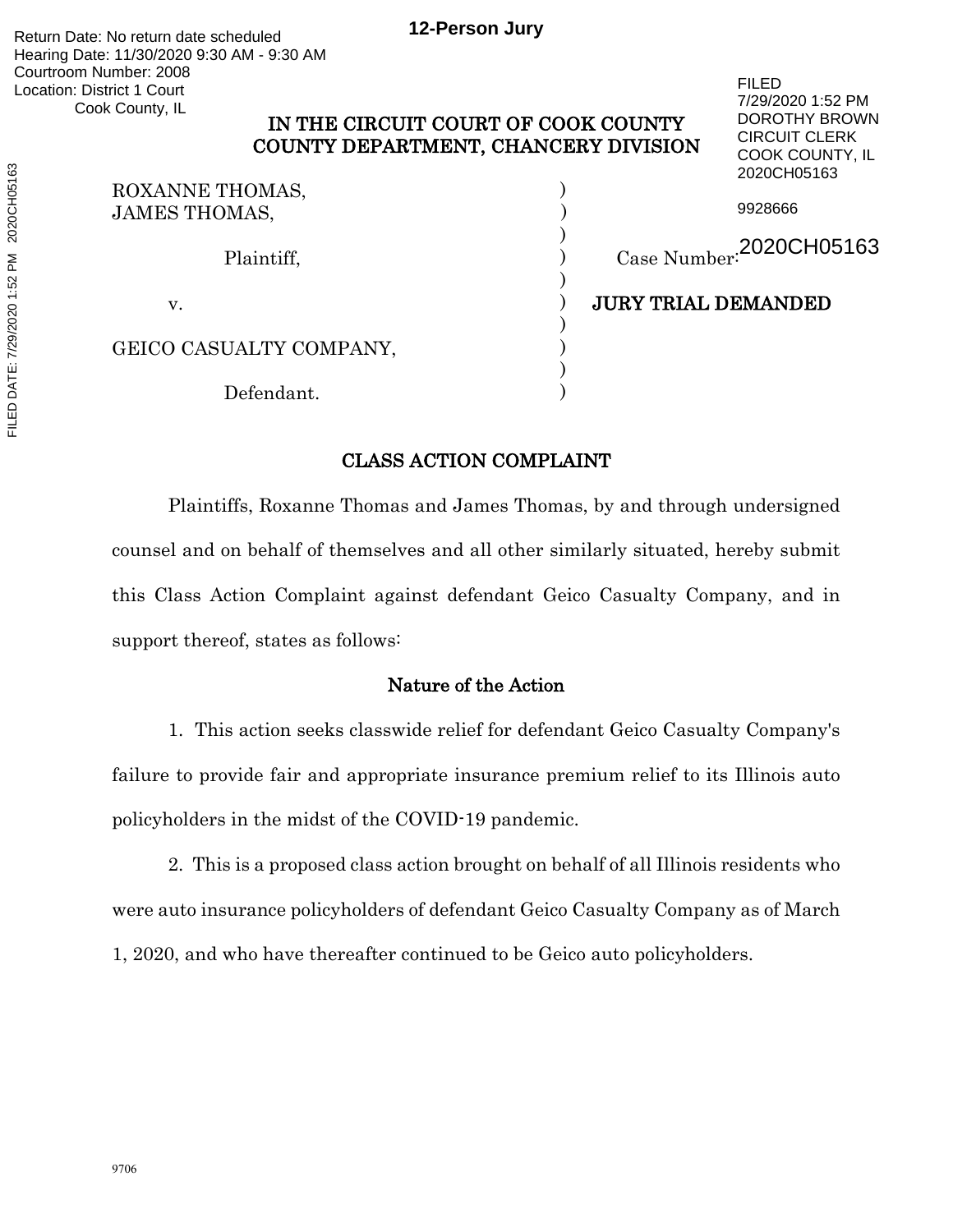Return Date: No return date scheduled
Hearing Date: 11/30/2020 9:30 AM - 9:30 AM
Courtroom Number: 2008
Location: District 1 Court
Cook County, IL

**12-Person Jury**

FILED
7/29/2020 1:52 PM
DOROTHY BROWN
CIRCUIT CLERK
COOK COUNTY, IL
2020CH05163

9928666

# IN THE CIRCUIT COURT OF COOK COUNTY
# COUNTY DEPARTMENT, CHANCERY DIVISION

ROXANNE THOMAS,
JAMES THOMAS,

Plaintiff,

v.

GEICO CASUALTY COMPANY,

Defendant.

Case Number: 2020CH05163

**JURY TRIAL DEMANDED**

## CLASS ACTION COMPLAINT

Plaintiffs, Roxanne Thomas and James Thomas, by and through undersigned counsel and on behalf of themselves and all other similarly situated, hereby submit this Class Action Complaint against defendant Geico Casualty Company, and in support thereof, states as follows:

### Nature of the Action

1. This action seeks classwide relief for defendant Geico Casualty Company's failure to provide fair and appropriate insurance premium relief to its Illinois auto policyholders in the midst of the COVID-19 pandemic.

2. This is a proposed class action brought on behalf of all Illinois residents who were auto insurance policyholders of defendant Geico Casualty Company as of March 1, 2020, and who have thereafter continued to be Geico auto policyholders.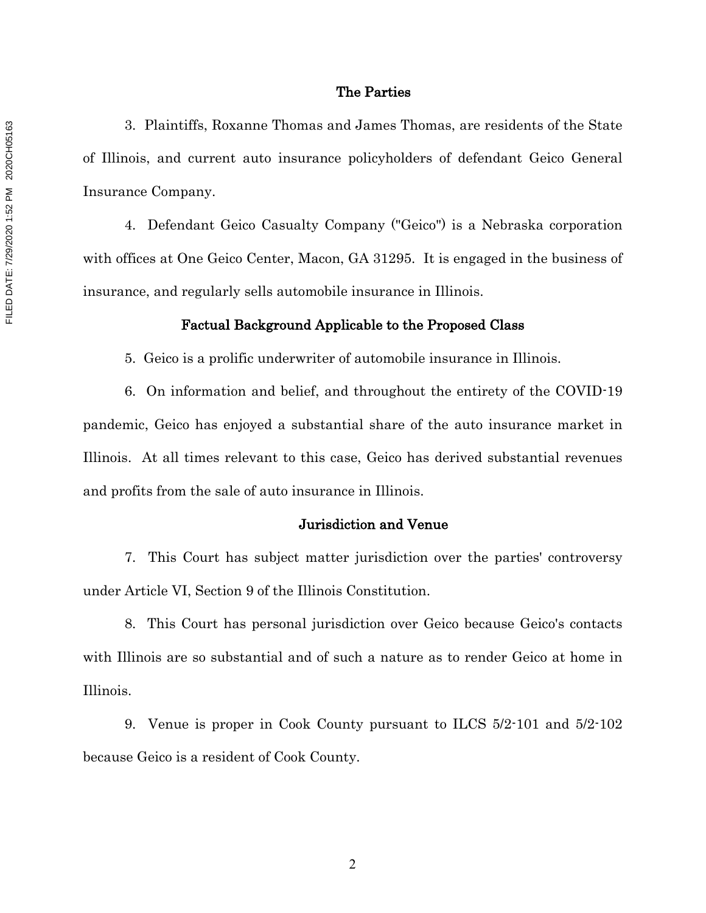## The Parties

3. Plaintiffs, Roxanne Thomas and James Thomas, are residents of the State of Illinois, and current auto insurance policyholders of defendant Geico General Insurance Company.

4. Defendant Geico Casualty Company ("Geico") is a Nebraska corporation with offices at One Geico Center, Macon, GA 31295. It is engaged in the business of insurance, and regularly sells automobile insurance in Illinois.

## Factual Background Applicable to the Proposed Class

5. Geico is a prolific underwriter of automobile insurance in Illinois.

6. On information and belief, and throughout the entirety of the COVID-19 pandemic, Geico has enjoyed a substantial share of the auto insurance market in Illinois. At all times relevant to this case, Geico has derived substantial revenues and profits from the sale of auto insurance in Illinois.

## Jurisdiction and Venue

7. This Court has subject matter jurisdiction over the parties' controversy under Article VI, Section 9 of the Illinois Constitution.

8. This Court has personal jurisdiction over Geico because Geico's contacts with Illinois are so substantial and of such a nature as to render Geico at home in Illinois.

9. Venue is proper in Cook County pursuant to ILCS 5/2-101 and 5/2-102 because Geico is a resident of Cook County.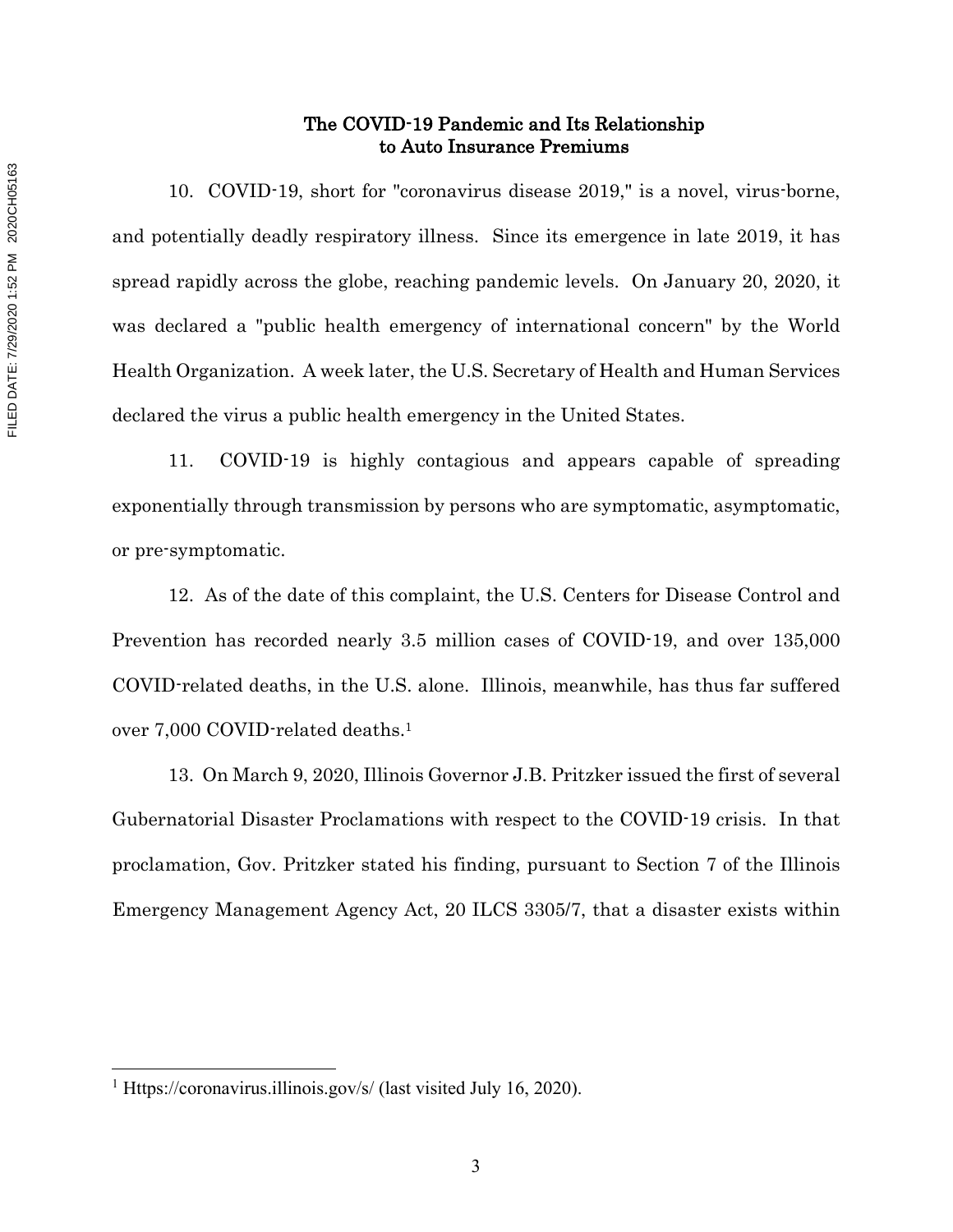**The COVID-19 Pandemic and Its Relationship to Auto Insurance Premiums**

10. COVID-19, short for "coronavirus disease 2019," is a novel, virus-borne, and potentially deadly respiratory illness. Since its emergence in late 2019, it has spread rapidly across the globe, reaching pandemic levels. On January 20, 2020, it was declared a "public health emergency of international concern" by the World Health Organization. A week later, the U.S. Secretary of Health and Human Services declared the virus a public health emergency in the United States.

11. COVID-19 is highly contagious and appears capable of spreading exponentially through transmission by persons who are symptomatic, asymptomatic, or pre-symptomatic.

12. As of the date of this complaint, the U.S. Centers for Disease Control and Prevention has recorded nearly 3.5 million cases of COVID-19, and over 135,000 COVID-related deaths, in the U.S. alone. Illinois, meanwhile, has thus far suffered over 7,000 COVID-related deaths.[1]

13. On March 9, 2020, Illinois Governor J.B. Pritzker issued the first of several Gubernatorial Disaster Proclamations with respect to the COVID-19 crisis. In that proclamation, Gov. Pritzker stated his finding, pursuant to Section 7 of the Illinois Emergency Management Agency Act, 20 ILCS 3305/7, that a disaster exists within

---

[1] Https://coronavirus.illinois.gov/s/ (last visited July 16, 2020).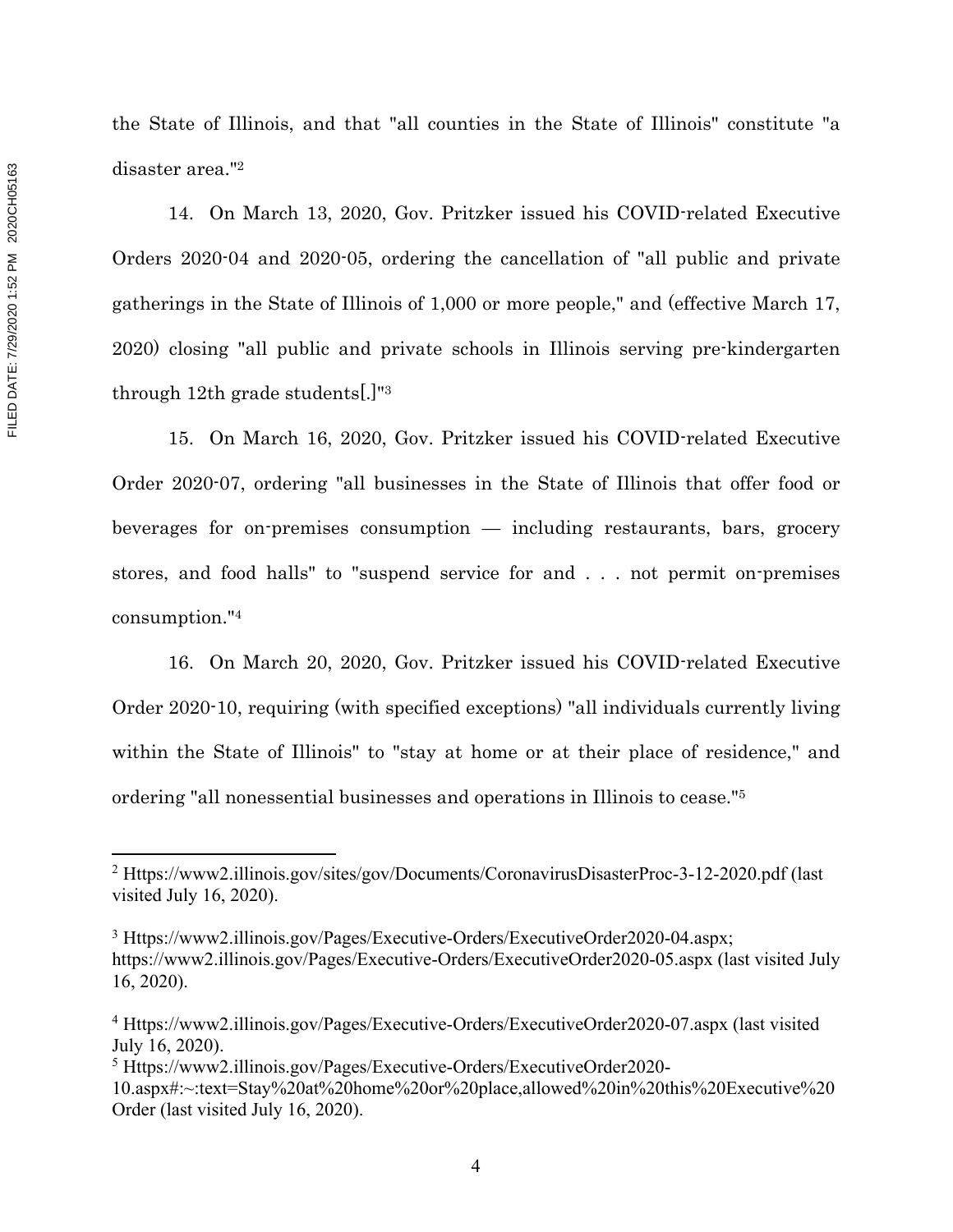the State of Illinois, and that "all counties in the State of Illinois" constitute "a disaster area."[2]

14. On March 13, 2020, Gov. Pritzker issued his COVID-related Executive Orders 2020-04 and 2020-05, ordering the cancellation of "all public and private gatherings in the State of Illinois of 1,000 or more people," and (effective March 17, 2020) closing "all public and private schools in Illinois serving pre-kindergarten through 12th grade students[.]"[3]

15. On March 16, 2020, Gov. Pritzker issued his COVID-related Executive Order 2020-07, ordering "all businesses in the State of Illinois that offer food or beverages for on-premises consumption — including restaurants, bars, grocery stores, and food halls" to "suspend service for and . . . not permit on-premises consumption."[4]

16. On March 20, 2020, Gov. Pritzker issued his COVID-related Executive Order 2020-10, requiring (with specified exceptions) "all individuals currently living within the State of Illinois" to "stay at home or at their place of residence," and ordering "all nonessential businesses and operations in Illinois to cease."[5]

---

[2] Https://www2.illinois.gov/sites/gov/Documents/CoronavirusDisasterProc-3-12-2020.pdf (last visited July 16, 2020).

[3] Https://www2.illinois.gov/Pages/Executive-Orders/ExecutiveOrder2020-04.aspx; https://www2.illinois.gov/Pages/Executive-Orders/ExecutiveOrder2020-05.aspx (last visited July 16, 2020).

[4] Https://www2.illinois.gov/Pages/Executive-Orders/ExecutiveOrder2020-07.aspx (last visited July 16, 2020).

[5] Https://www2.illinois.gov/Pages/Executive-Orders/ExecutiveOrder2020-10.aspx#:~:text=Stay%20at%20home%20or%20place,allowed%20in%20this%20Executive%20Order (last visited July 16, 2020).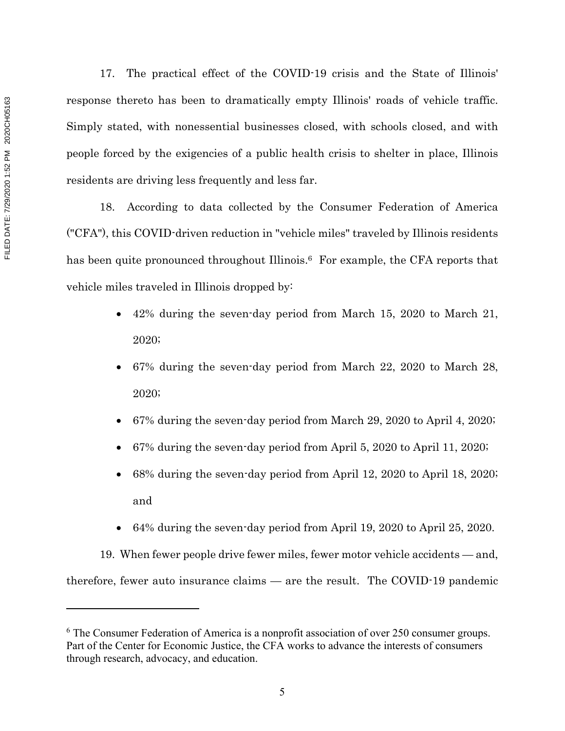17. The practical effect of the COVID-19 crisis and the State of Illinois' response thereto has been to dramatically empty Illinois' roads of vehicle traffic. Simply stated, with nonessential businesses closed, with schools closed, and with people forced by the exigencies of a public health crisis to shelter in place, Illinois residents are driving less frequently and less far.

18. According to data collected by the Consumer Federation of America ("CFA"), this COVID-driven reduction in "vehicle miles" traveled by Illinois residents has been quite pronounced throughout Illinois.[6] For example, the CFA reports that vehicle miles traveled in Illinois dropped by:

- 42% during the seven-day period from March 15, 2020 to March 21, 2020;
- 67% during the seven-day period from March 22, 2020 to March 28, 2020;
- 67% during the seven-day period from March 29, 2020 to April 4, 2020;
- 67% during the seven-day period from April 5, 2020 to April 11, 2020;
- 68% during the seven-day period from April 12, 2020 to April 18, 2020; and
- 64% during the seven-day period from April 19, 2020 to April 25, 2020.

19. When fewer people drive fewer miles, fewer motor vehicle accidents — and, therefore, fewer auto insurance claims — are the result. The COVID-19 pandemic

---

[6] The Consumer Federation of America is a nonprofit association of over 250 consumer groups. Part of the Center for Economic Justice, the CFA works to advance the interests of consumers through research, advocacy, and education.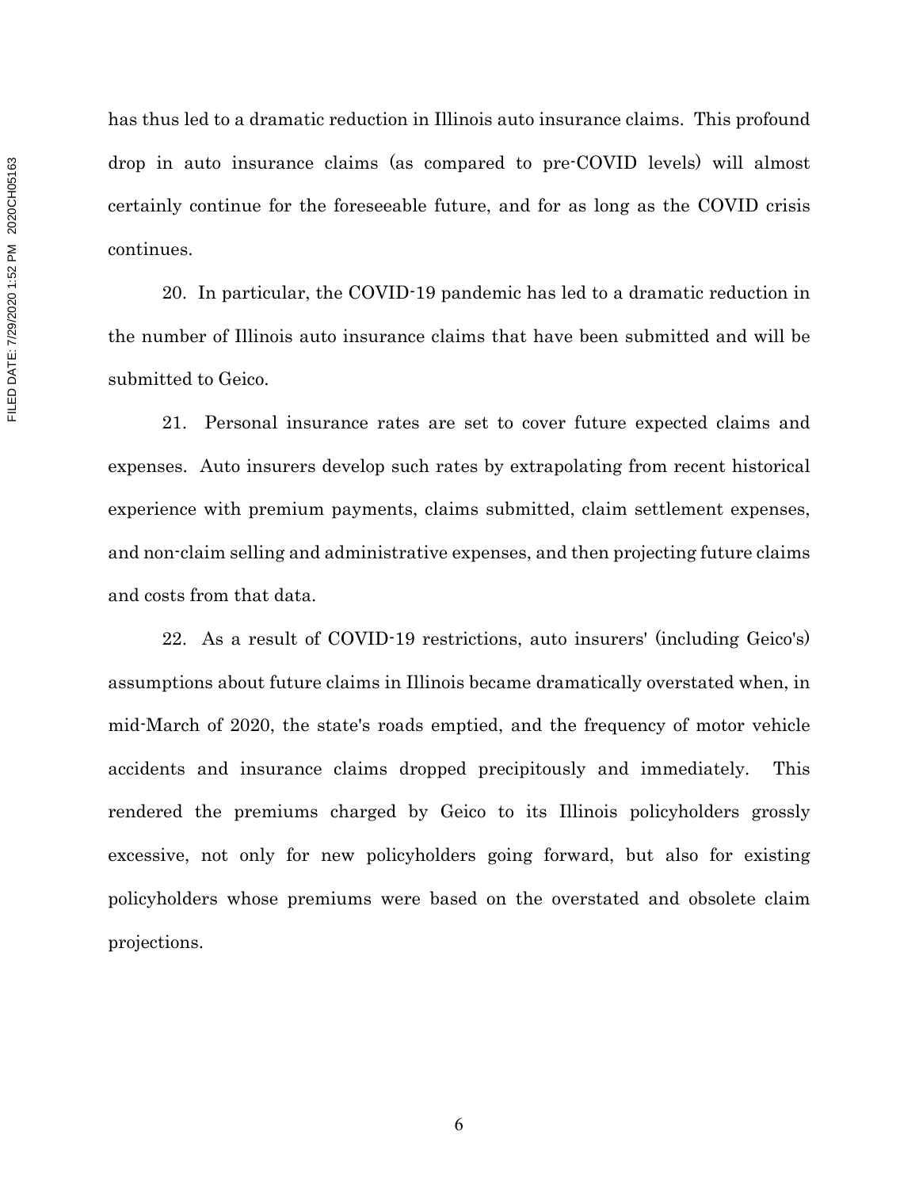has thus led to a dramatic reduction in Illinois auto insurance claims. This profound drop in auto insurance claims (as compared to pre-COVID levels) will almost certainly continue for the foreseeable future, and for as long as the COVID crisis continues.

20. In particular, the COVID-19 pandemic has led to a dramatic reduction in the number of Illinois auto insurance claims that have been submitted and will be submitted to Geico.

21. Personal insurance rates are set to cover future expected claims and expenses. Auto insurers develop such rates by extrapolating from recent historical experience with premium payments, claims submitted, claim settlement expenses, and non-claim selling and administrative expenses, and then projecting future claims and costs from that data.

22. As a result of COVID-19 restrictions, auto insurers' (including Geico's) assumptions about future claims in Illinois became dramatically overstated when, in mid-March of 2020, the state's roads emptied, and the frequency of motor vehicle accidents and insurance claims dropped precipitously and immediately. This rendered the premiums charged by Geico to its Illinois policyholders grossly excessive, not only for new policyholders going forward, but also for existing policyholders whose premiums were based on the overstated and obsolete claim projections.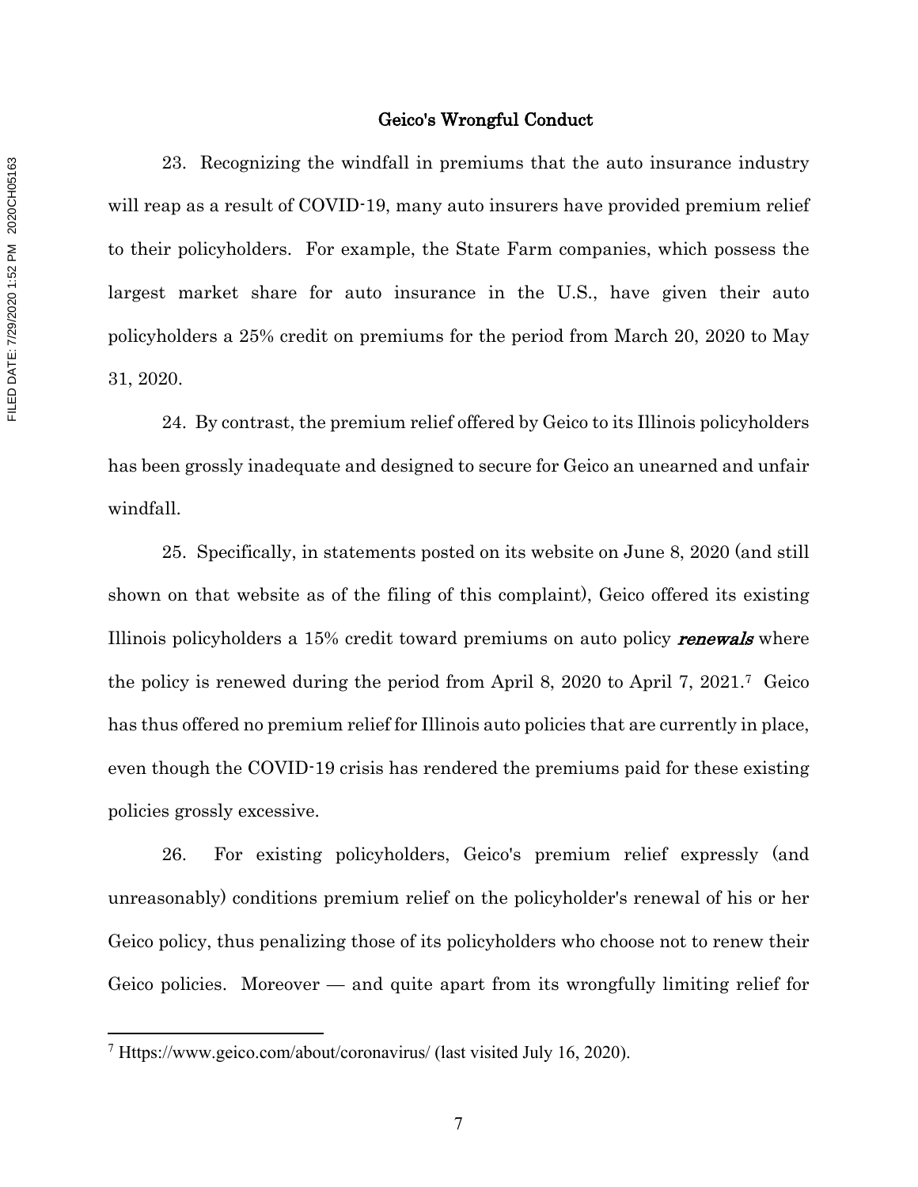## Geico's Wrongful Conduct

23. Recognizing the windfall in premiums that the auto insurance industry will reap as a result of COVID-19, many auto insurers have provided premium relief to their policyholders. For example, the State Farm companies, which possess the largest market share for auto insurance in the U.S., have given their auto policyholders a 25% credit on premiums for the period from March 20, 2020 to May 31, 2020.

24. By contrast, the premium relief offered by Geico to its Illinois policyholders has been grossly inadequate and designed to secure for Geico an unearned and unfair windfall.

25. Specifically, in statements posted on its website on June 8, 2020 (and still shown on that website as of the filing of this complaint), Geico offered its existing Illinois policyholders a 15% credit toward premiums on auto policy ***renewals*** where the policy is renewed during the period from April 8, 2020 to April 7, 2021.[7] Geico has thus offered no premium relief for Illinois auto policies that are currently in place, even though the COVID-19 crisis has rendered the premiums paid for these existing policies grossly excessive.

26. For existing policyholders, Geico's premium relief expressly (and unreasonably) conditions premium relief on the policyholder's renewal of his or her Geico policy, thus penalizing those of its policyholders who choose not to renew their Geico policies. Moreover — and quite apart from its wrongfully limiting relief for

---

[7] Https://www.geico.com/about/coronavirus/ (last visited July 16, 2020).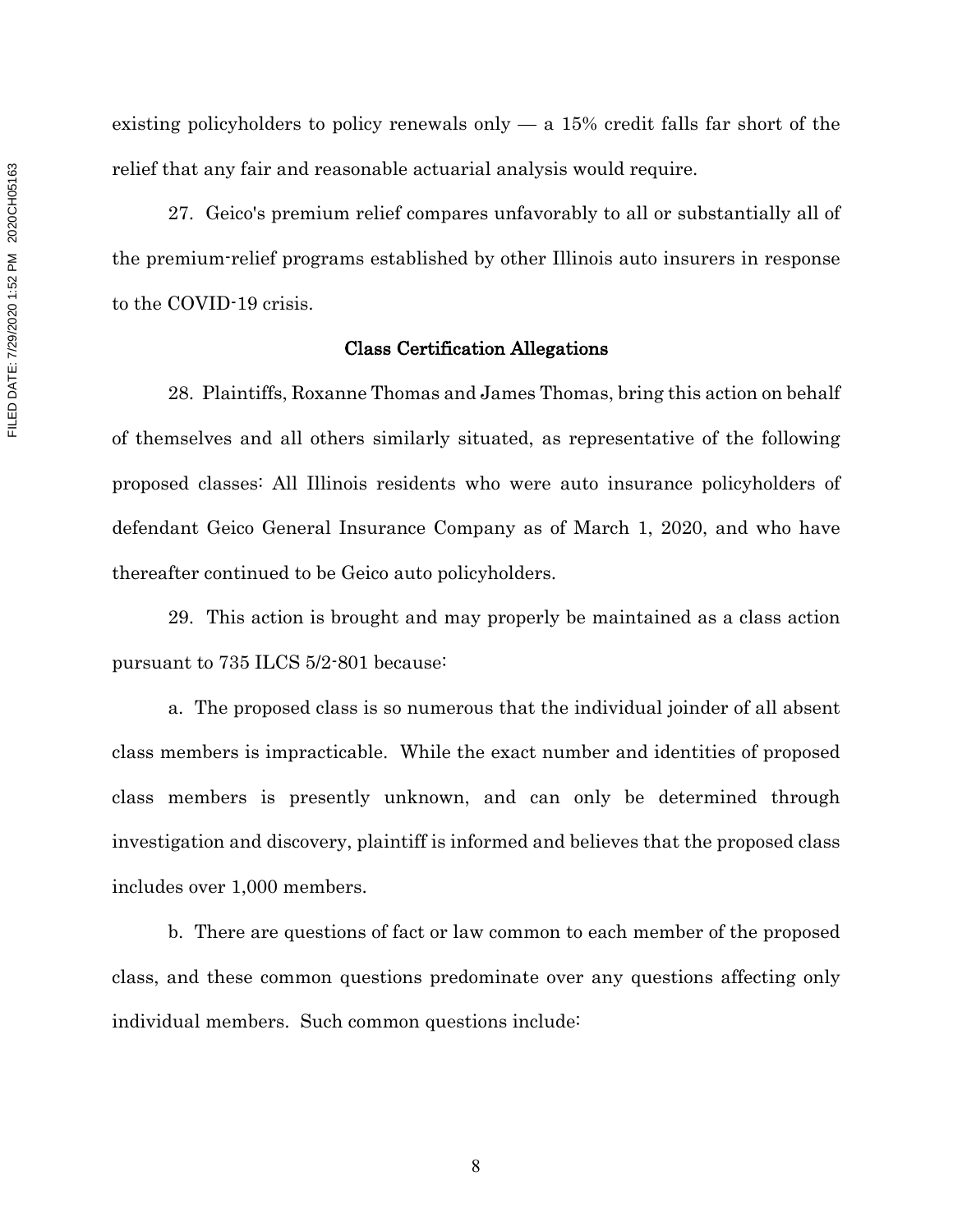existing policyholders to policy renewals only — a 15% credit falls far short of the relief that any fair and reasonable actuarial analysis would require.

27. Geico's premium relief compares unfavorably to all or substantially all of the premium-relief programs established by other Illinois auto insurers in response to the COVID-19 crisis.

## Class Certification Allegations

28. Plaintiffs, Roxanne Thomas and James Thomas, bring this action on behalf of themselves and all others similarly situated, as representative of the following proposed classes: All Illinois residents who were auto insurance policyholders of defendant Geico General Insurance Company as of March 1, 2020, and who have thereafter continued to be Geico auto policyholders.

29. This action is brought and may properly be maintained as a class action pursuant to 735 ILCS 5/2-801 because:

a. The proposed class is so numerous that the individual joinder of all absent class members is impracticable. While the exact number and identities of proposed class members is presently unknown, and can only be determined through investigation and discovery, plaintiff is informed and believes that the proposed class includes over 1,000 members.

b. There are questions of fact or law common to each member of the proposed class, and these common questions predominate over any questions affecting only individual members. Such common questions include: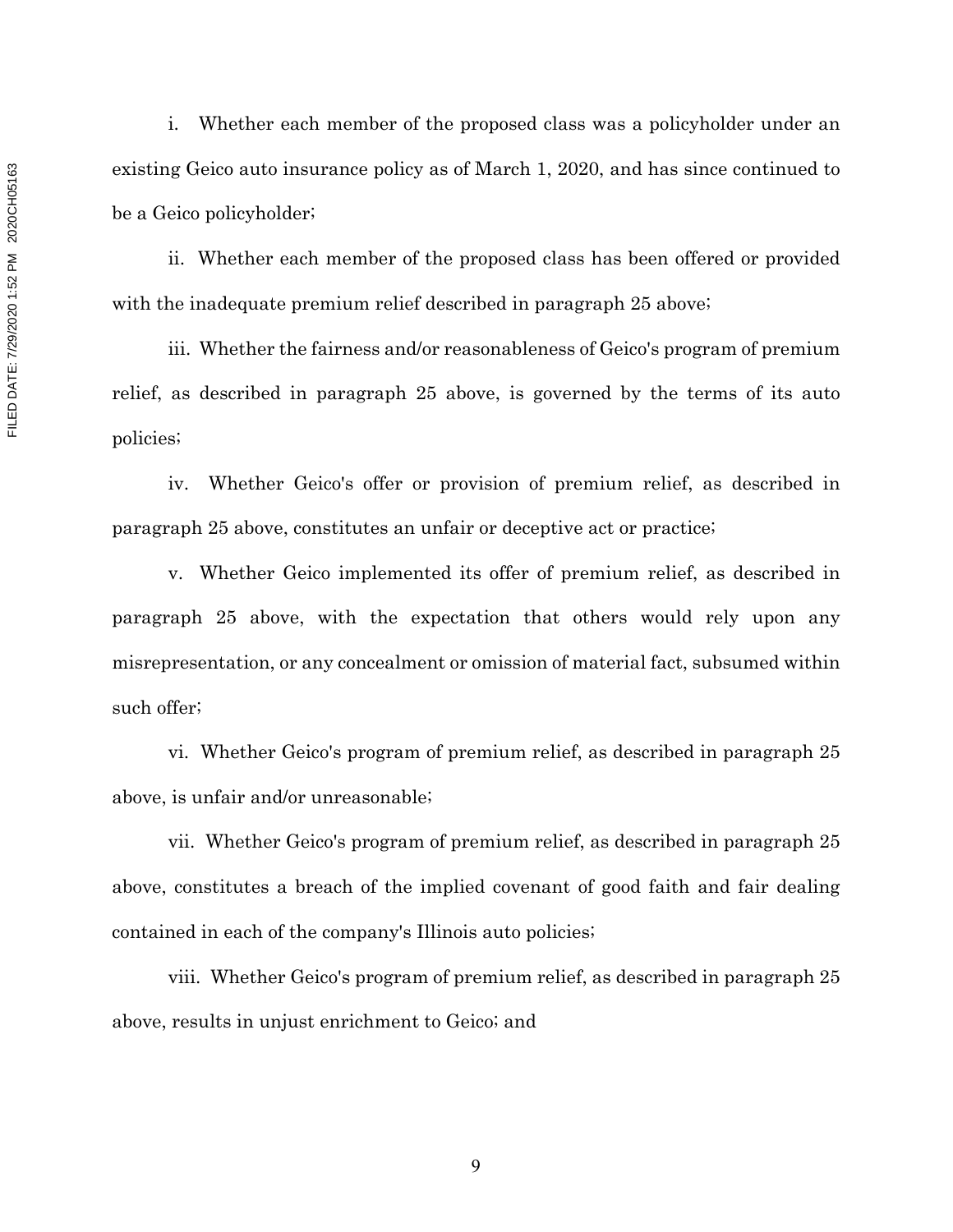i. Whether each member of the proposed class was a policyholder under an existing Geico auto insurance policy as of March 1, 2020, and has since continued to be a Geico policyholder;

ii. Whether each member of the proposed class has been offered or provided with the inadequate premium relief described in paragraph 25 above;

iii. Whether the fairness and/or reasonableness of Geico's program of premium relief, as described in paragraph 25 above, is governed by the terms of its auto policies;

iv. Whether Geico's offer or provision of premium relief, as described in paragraph 25 above, constitutes an unfair or deceptive act or practice;

v. Whether Geico implemented its offer of premium relief, as described in paragraph 25 above, with the expectation that others would rely upon any misrepresentation, or any concealment or omission of material fact, subsumed within such offer;

vi. Whether Geico's program of premium relief, as described in paragraph 25 above, is unfair and/or unreasonable;

vii. Whether Geico's program of premium relief, as described in paragraph 25 above, constitutes a breach of the implied covenant of good faith and fair dealing contained in each of the company's Illinois auto policies;

viii. Whether Geico's program of premium relief, as described in paragraph 25 above, results in unjust enrichment to Geico; and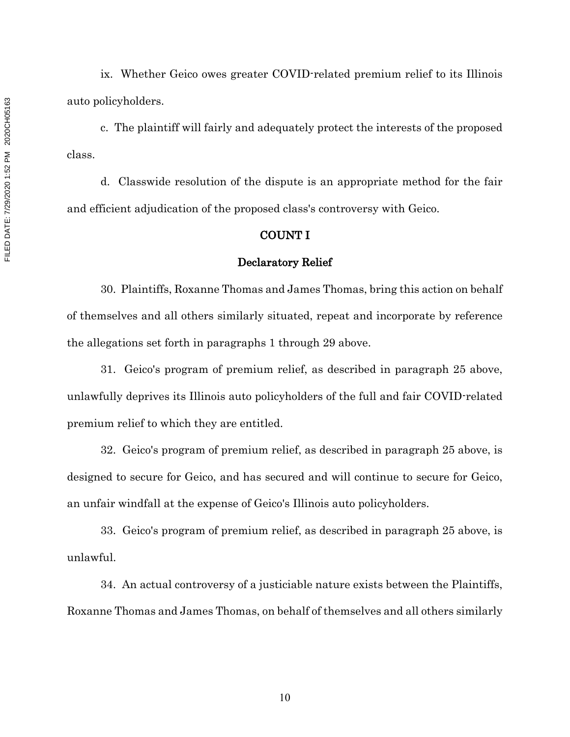ix. Whether Geico owes greater COVID-related premium relief to its Illinois auto policyholders.

c. The plaintiff will fairly and adequately protect the interests of the proposed class.

d. Classwide resolution of the dispute is an appropriate method for the fair and efficient adjudication of the proposed class's controversy with Geico.

## COUNT I

### Declaratory Relief

30. Plaintiffs, Roxanne Thomas and James Thomas, bring this action on behalf of themselves and all others similarly situated, repeat and incorporate by reference the allegations set forth in paragraphs 1 through 29 above.

31. Geico's program of premium relief, as described in paragraph 25 above, unlawfully deprives its Illinois auto policyholders of the full and fair COVID-related premium relief to which they are entitled.

32. Geico's program of premium relief, as described in paragraph 25 above, is designed to secure for Geico, and has secured and will continue to secure for Geico, an unfair windfall at the expense of Geico's Illinois auto policyholders.

33. Geico's program of premium relief, as described in paragraph 25 above, is unlawful.

34. An actual controversy of a justiciable nature exists between the Plaintiffs, Roxanne Thomas and James Thomas, on behalf of themselves and all others similarly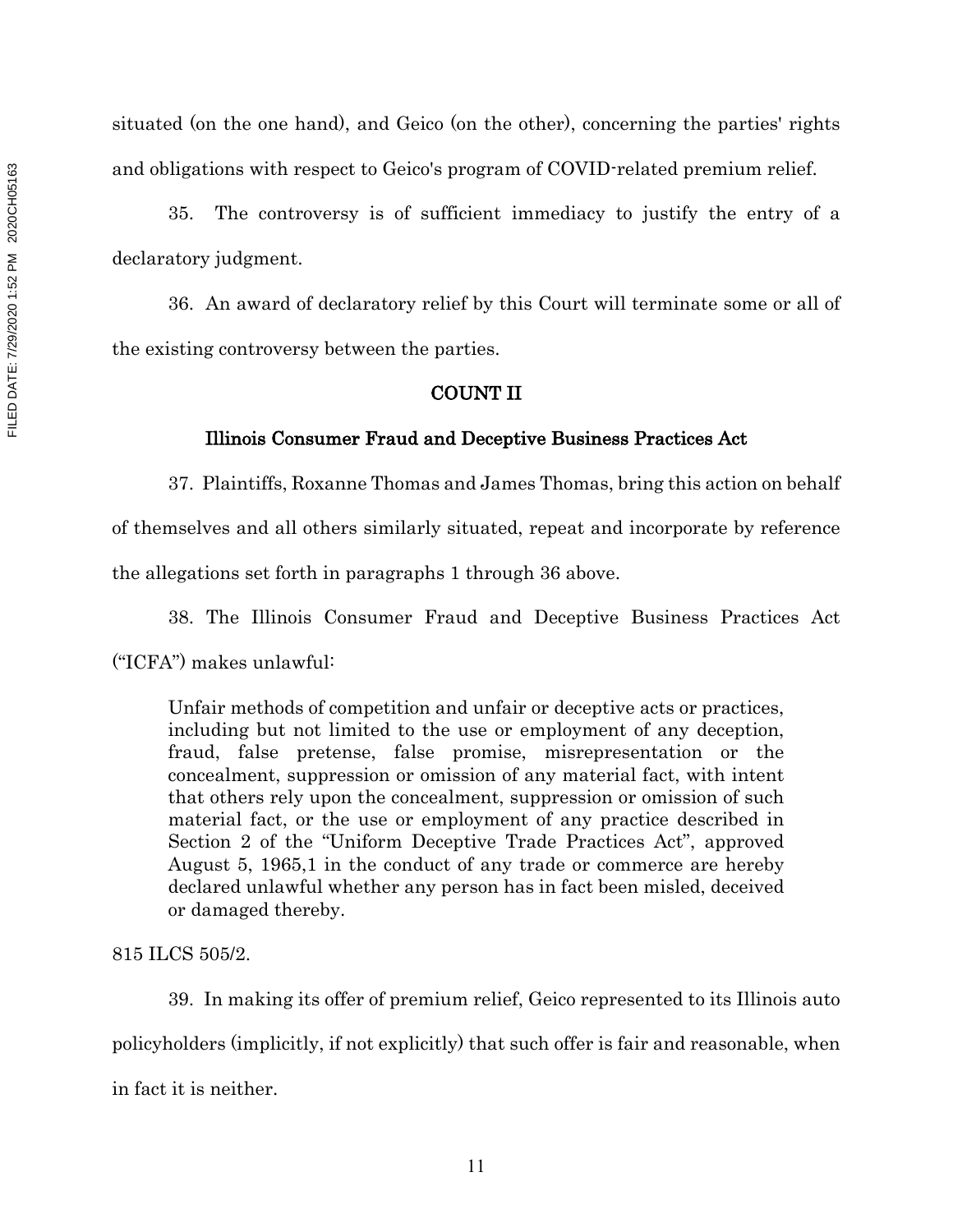situated (on the one hand), and Geico (on the other), concerning the parties' rights and obligations with respect to Geico's program of COVID-related premium relief.

35. The controversy is of sufficient immediacy to justify the entry of a declaratory judgment.

36. An award of declaratory relief by this Court will terminate some or all of the existing controversy between the parties.

## COUNT II

### Illinois Consumer Fraud and Deceptive Business Practices Act

37. Plaintiffs, Roxanne Thomas and James Thomas, bring this action on behalf of themselves and all others similarly situated, repeat and incorporate by reference the allegations set forth in paragraphs 1 through 36 above.

38. The Illinois Consumer Fraud and Deceptive Business Practices Act ("ICFA") makes unlawful:

> Unfair methods of competition and unfair or deceptive acts or practices, including but not limited to the use or employment of any deception, fraud, false pretense, false promise, misrepresentation or the concealment, suppression or omission of any material fact, with intent that others rely upon the concealment, suppression or omission of such material fact, or the use or employment of any practice described in Section 2 of the "Uniform Deceptive Trade Practices Act", approved August 5, 1965,1 in the conduct of any trade or commerce are hereby declared unlawful whether any person has in fact been misled, deceived or damaged thereby.

815 ILCS 505/2.

39. In making its offer of premium relief, Geico represented to its Illinois auto policyholders (implicitly, if not explicitly) that such offer is fair and reasonable, when in fact it is neither.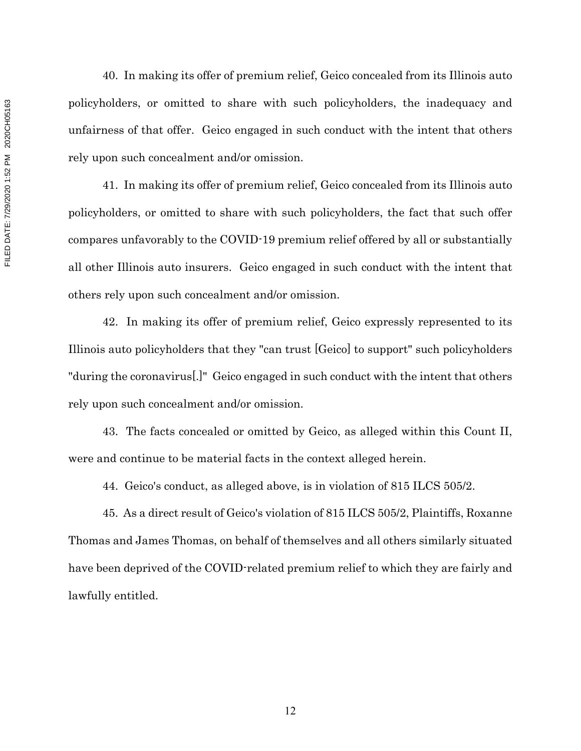40. In making its offer of premium relief, Geico concealed from its Illinois auto policyholders, or omitted to share with such policyholders, the inadequacy and unfairness of that offer. Geico engaged in such conduct with the intent that others rely upon such concealment and/or omission.

41. In making its offer of premium relief, Geico concealed from its Illinois auto policyholders, or omitted to share with such policyholders, the fact that such offer compares unfavorably to the COVID-19 premium relief offered by all or substantially all other Illinois auto insurers. Geico engaged in such conduct with the intent that others rely upon such concealment and/or omission.

42. In making its offer of premium relief, Geico expressly represented to its Illinois auto policyholders that they "can trust [Geico] to support" such policyholders "during the coronavirus[.]" Geico engaged in such conduct with the intent that others rely upon such concealment and/or omission.

43. The facts concealed or omitted by Geico, as alleged within this Count II, were and continue to be material facts in the context alleged herein.

44. Geico's conduct, as alleged above, is in violation of 815 ILCS 505/2.

45. As a direct result of Geico's violation of 815 ILCS 505/2, Plaintiffs, Roxanne Thomas and James Thomas, on behalf of themselves and all others similarly situated have been deprived of the COVID-related premium relief to which they are fairly and lawfully entitled.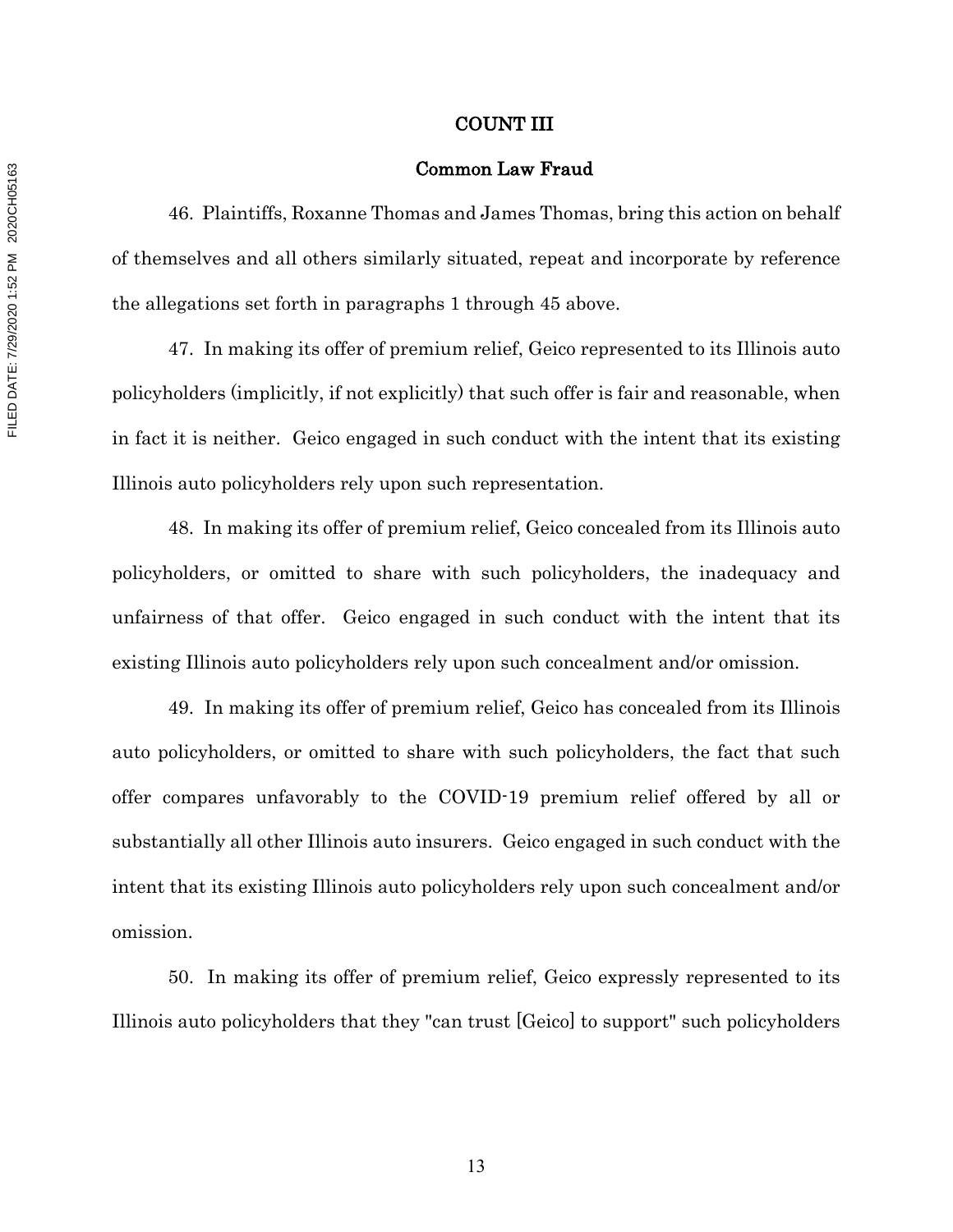## COUNT III

### Common Law Fraud

46. Plaintiffs, Roxanne Thomas and James Thomas, bring this action on behalf of themselves and all others similarly situated, repeat and incorporate by reference the allegations set forth in paragraphs 1 through 45 above.

47. In making its offer of premium relief, Geico represented to its Illinois auto policyholders (implicitly, if not explicitly) that such offer is fair and reasonable, when in fact it is neither. Geico engaged in such conduct with the intent that its existing Illinois auto policyholders rely upon such representation.

48. In making its offer of premium relief, Geico concealed from its Illinois auto policyholders, or omitted to share with such policyholders, the inadequacy and unfairness of that offer. Geico engaged in such conduct with the intent that its existing Illinois auto policyholders rely upon such concealment and/or omission.

49. In making its offer of premium relief, Geico has concealed from its Illinois auto policyholders, or omitted to share with such policyholders, the fact that such offer compares unfavorably to the COVID-19 premium relief offered by all or substantially all other Illinois auto insurers. Geico engaged in such conduct with the intent that its existing Illinois auto policyholders rely upon such concealment and/or omission.

50. In making its offer of premium relief, Geico expressly represented to its Illinois auto policyholders that they "can trust [Geico] to support" such policyholders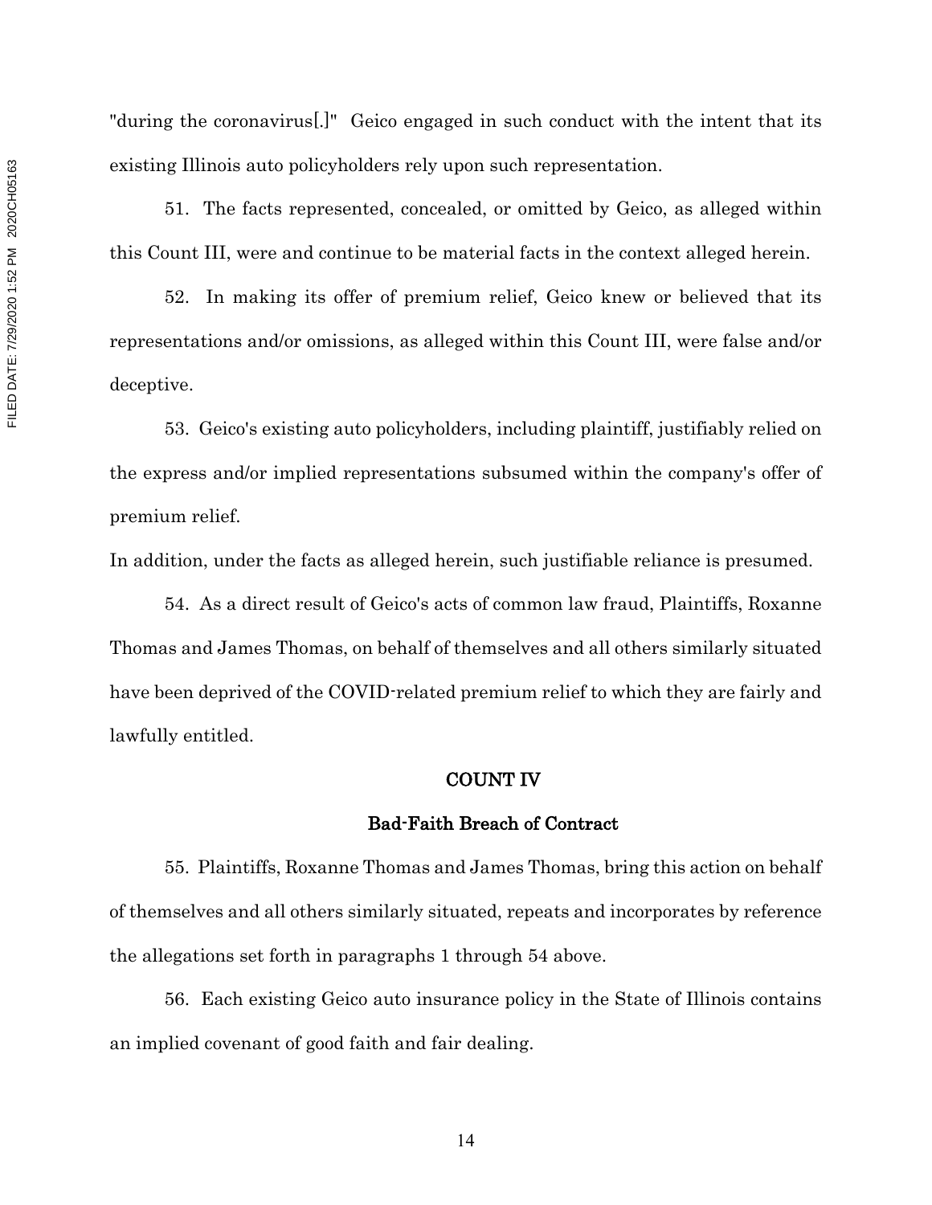"during the coronavirus[.]" Geico engaged in such conduct with the intent that its existing Illinois auto policyholders rely upon such representation.

51. The facts represented, concealed, or omitted by Geico, as alleged within this Count III, were and continue to be material facts in the context alleged herein.

52. In making its offer of premium relief, Geico knew or believed that its representations and/or omissions, as alleged within this Count III, were false and/or deceptive.

53. Geico's existing auto policyholders, including plaintiff, justifiably relied on the express and/or implied representations subsumed within the company's offer of premium relief.

In addition, under the facts as alleged herein, such justifiable reliance is presumed.

54. As a direct result of Geico's acts of common law fraud, Plaintiffs, Roxanne Thomas and James Thomas, on behalf of themselves and all others similarly situated have been deprived of the COVID-related premium relief to which they are fairly and lawfully entitled.

## COUNT IV

### Bad-Faith Breach of Contract

55. Plaintiffs, Roxanne Thomas and James Thomas, bring this action on behalf of themselves and all others similarly situated, repeats and incorporates by reference the allegations set forth in paragraphs 1 through 54 above.

56. Each existing Geico auto insurance policy in the State of Illinois contains an implied covenant of good faith and fair dealing.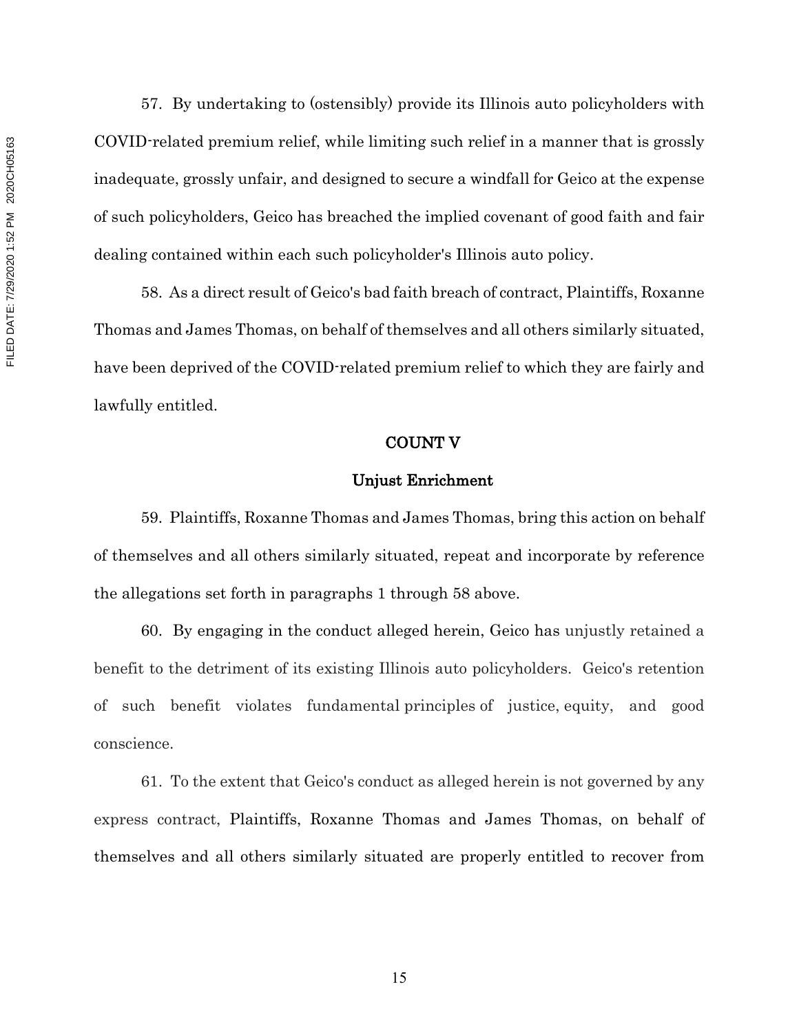57. By undertaking to (ostensibly) provide its Illinois auto policyholders with COVID-related premium relief, while limiting such relief in a manner that is grossly inadequate, grossly unfair, and designed to secure a windfall for Geico at the expense of such policyholders, Geico has breached the implied covenant of good faith and fair dealing contained within each such policyholder's Illinois auto policy.

58. As a direct result of Geico's bad faith breach of contract, Plaintiffs, Roxanne Thomas and James Thomas, on behalf of themselves and all others similarly situated, have been deprived of the COVID-related premium relief to which they are fairly and lawfully entitled.

**COUNT V**

**Unjust Enrichment**

59. Plaintiffs, Roxanne Thomas and James Thomas, bring this action on behalf of themselves and all others similarly situated, repeat and incorporate by reference the allegations set forth in paragraphs 1 through 58 above.

60. By engaging in the conduct alleged herein, Geico has unjustly retained a benefit to the detriment of its existing Illinois auto policyholders. Geico's retention of such benefit violates fundamental principles of justice, equity, and good conscience.

61. To the extent that Geico's conduct as alleged herein is not governed by any express contract, Plaintiffs, Roxanne Thomas and James Thomas, on behalf of themselves and all others similarly situated are properly entitled to recover from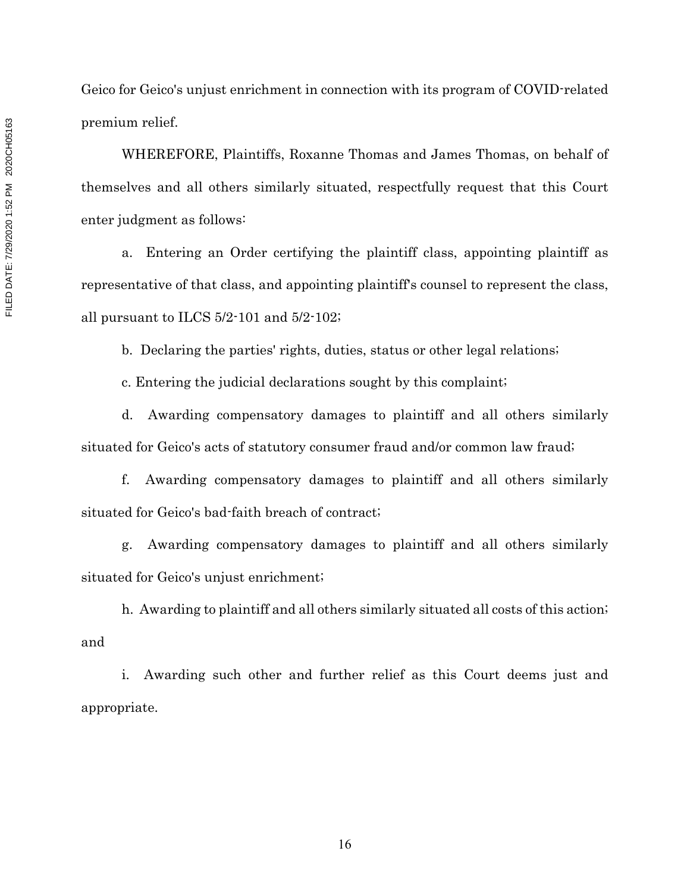Geico for Geico's unjust enrichment in connection with its program of COVID-related premium relief.

WHEREFORE, Plaintiffs, Roxanne Thomas and James Thomas, on behalf of themselves and all others similarly situated, respectfully request that this Court enter judgment as follows:

a. Entering an Order certifying the plaintiff class, appointing plaintiff as representative of that class, and appointing plaintiff's counsel to represent the class, all pursuant to ILCS 5/2-101 and 5/2-102;

b. Declaring the parties' rights, duties, status or other legal relations;

c. Entering the judicial declarations sought by this complaint;

d. Awarding compensatory damages to plaintiff and all others similarly situated for Geico's acts of statutory consumer fraud and/or common law fraud;

f. Awarding compensatory damages to plaintiff and all others similarly situated for Geico's bad-faith breach of contract;

g. Awarding compensatory damages to plaintiff and all others similarly situated for Geico's unjust enrichment;

h. Awarding to plaintiff and all others similarly situated all costs of this action; and

i. Awarding such other and further relief as this Court deems just and appropriate.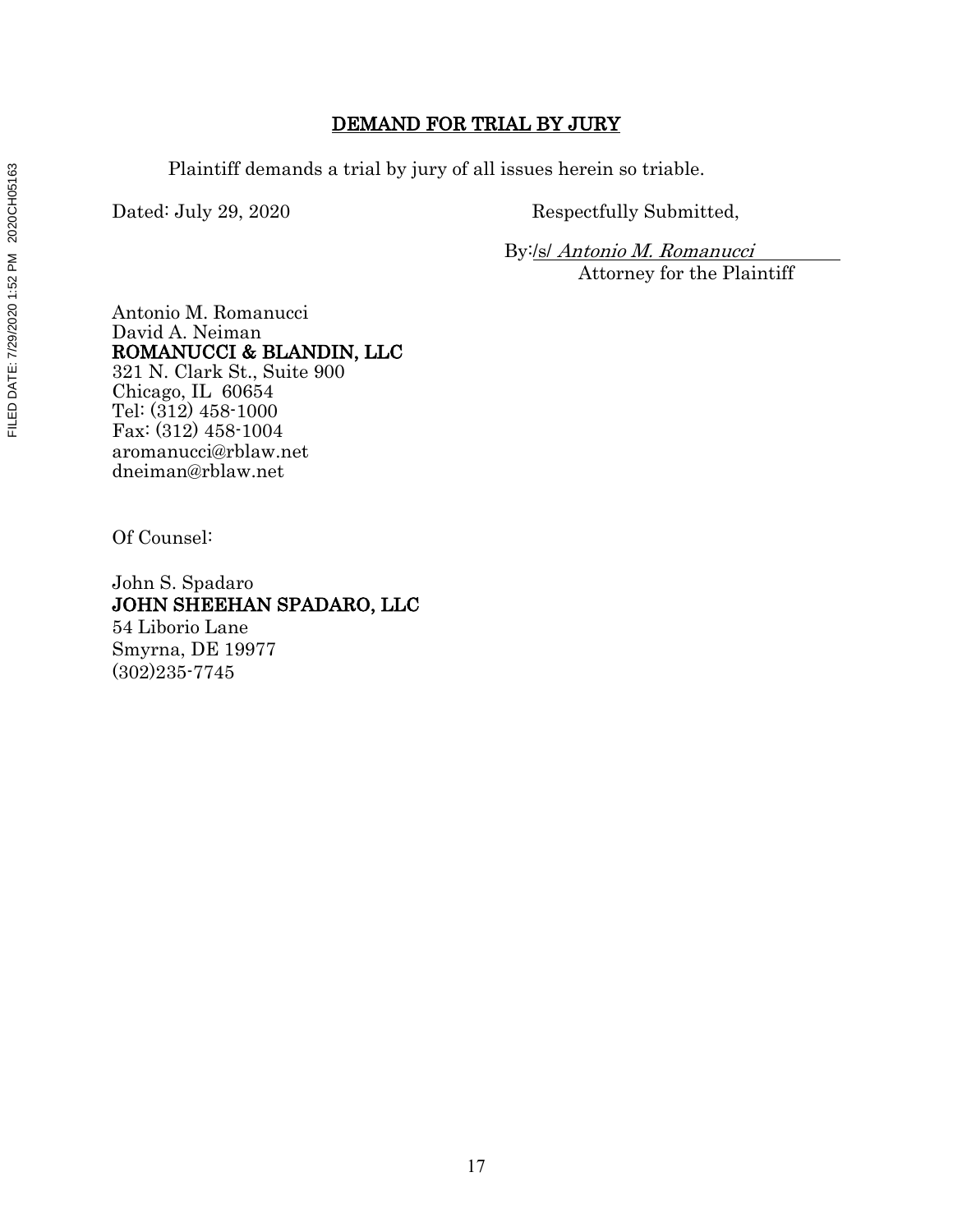## DEMAND FOR TRIAL BY JURY

Plaintiff demands a trial by jury of all issues herein so triable.

Dated: July 29, 2020

Respectfully Submitted,

By: /s/ *Antonio M. Romanucci*
Attorney for the Plaintiff

Antonio M. Romanucci
David A. Neiman
**ROMANUCCI & BLANDIN, LLC**
321 N. Clark St., Suite 900
Chicago, IL 60654
Tel: (312) 458-1000
Fax: (312) 458-1004
aromanucci@rblaw.net
dneiman@rblaw.net

Of Counsel:

John S. Spadaro
**JOHN SHEEHAN SPADARO, LLC**
54 Liborio Lane
Smyrna, DE 19977
(302)235-7745